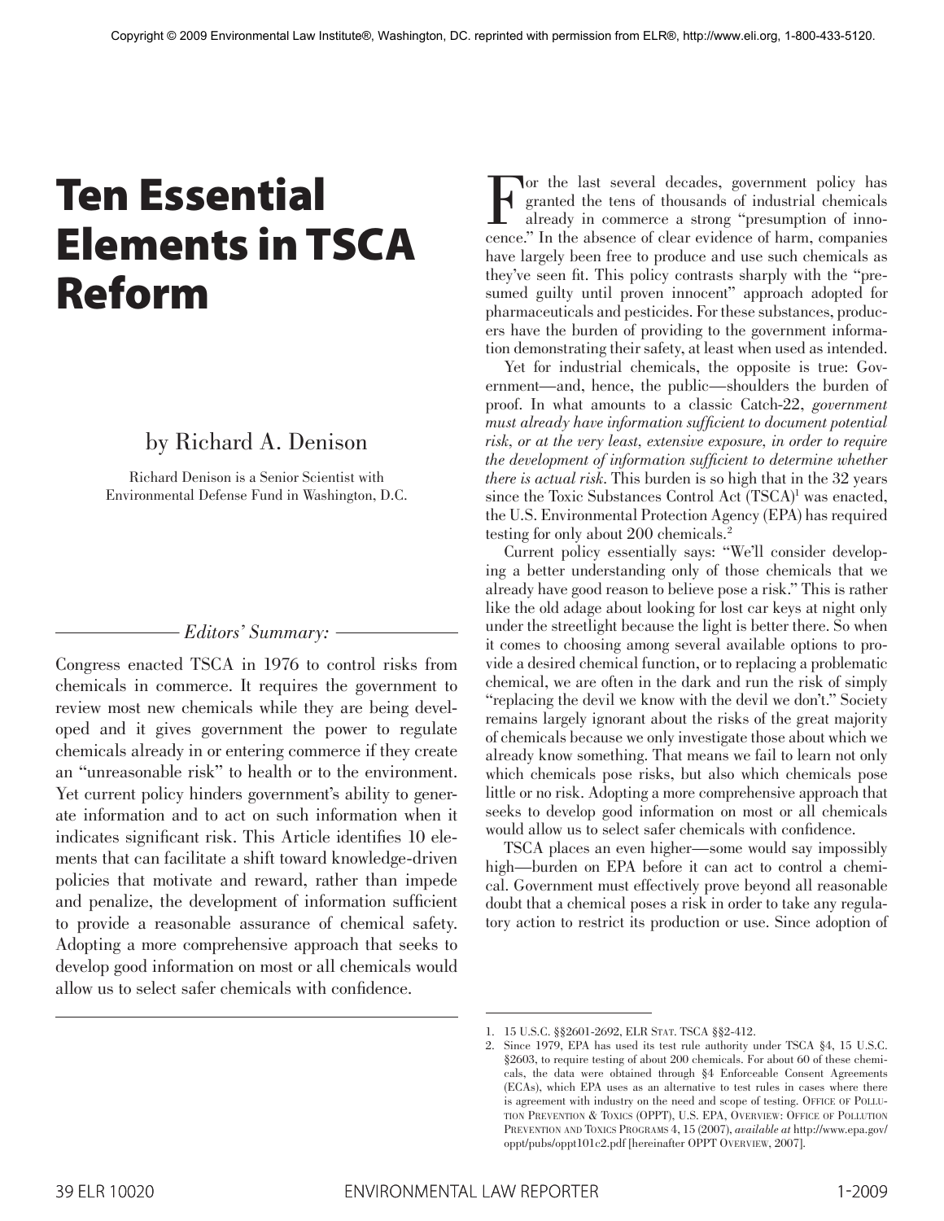Copyright © 2009 Environmental Law Institute®, Washington, DC. reprinted with permission from ELR®, http://www.eli.org, 1-800-433-5120.

# Ten Essential Elements in TSCA Reform

by Richard A. Denison

Richard Denison is a Senior Scientist with Environmental Defense Fund in Washington, D.C.

*Editors' Summary:*

Congress enacted TSCA in 1976 to control risks from chemicals in commerce. It requires the government to review most new chemicals while they are being developed and it gives government the power to regulate chemicals already in or entering commerce if they create an "unreasonable risk" to health or to the environment. Yet current policy hinders government's ability to generate information and to act on such information when it indicates significant risk. This Article identifies 10 elements that can facilitate a shift toward knowledge-driven policies that motivate and reward, rather than impede and penalize, the development of information sufficient to provide a reasonable assurance of chemical safety. Adopting a more comprehensive approach that seeks to develop good information on most or all chemicals would allow us to select safer chemicals with confidence.

For the last several decades, government policy has granted the tens of thousands of industrial chemicals already in commerce a strong "presumption of innocence." In the absence of clear evidence of harm, companies have largely been free to produce and use such chemicals as they've seen fit. This policy contrasts sharply with the "presumed guilty until proven innocent" approach adopted for pharmaceuticals and pesticides. For these substances, producers have the burden of providing to the government information demonstrating their safety, at least when used as intended.

Yet for industrial chemicals, the opposite is true: Government—and, hence, the public—shoulders the burden of proof. In what amounts to a classic Catch-22, *government must already have information sufficient to document potential risk, or at the very least, extensive exposure, in order to require the development of information sufficient to determine whether there is actual risk*. This burden is so high that in the 32 years since the Toxic Substances Control Act (TSCA)[1] was enacted, the U.S. Environmental Protection Agency (EPA) has required testing for only about 200 chemicals.[2]

Current policy essentially says: "We'll consider developing a better understanding only of those chemicals that we already have good reason to believe pose a risk." This is rather like the old adage about looking for lost car keys at night only under the streetlight because the light is better there. So when it comes to choosing among several available options to provide a desired chemical function, or to replacing a problematic chemical, we are often in the dark and run the risk of simply "replacing the devil we know with the devil we don't." Society remains largely ignorant about the risks of the great majority of chemicals because we only investigate those about which we already know something. That means we fail to learn not only which chemicals pose risks, but also which chemicals pose little or no risk. Adopting a more comprehensive approach that seeks to develop good information on most or all chemicals would allow us to select safer chemicals with confidence.

TSCA places an even higher—some would say impossibly high—burden on EPA before it can act to control a chemical. Government must effectively prove beyond all reasonable doubt that a chemical poses a risk in order to take any regulatory action to restrict its production or use. Since adoption of

---

1. 15 U.S.C. §§2601-2692, ELR Stat. TSCA §§2-412.
2. Since 1979, EPA has used its test rule authority under TSCA §4, 15 U.S.C. §2603, to require testing of about 200 chemicals. For about 60 of these chemicals, the data were obtained through §4 Enforceable Consent Agreements (ECAs), which EPA uses as an alternative to test rules in cases where there is agreement with industry on the need and scope of testing. Office of Pollution Prevention & Toxics (OPPT), U.S. EPA, Overview: Office of Pollution Prevention and Toxics Programs 4, 15 (2007), *available at* http://www.epa.gov/oppt/pubs/oppt101c2.pdf [hereinafter OPPT Overview, 2007].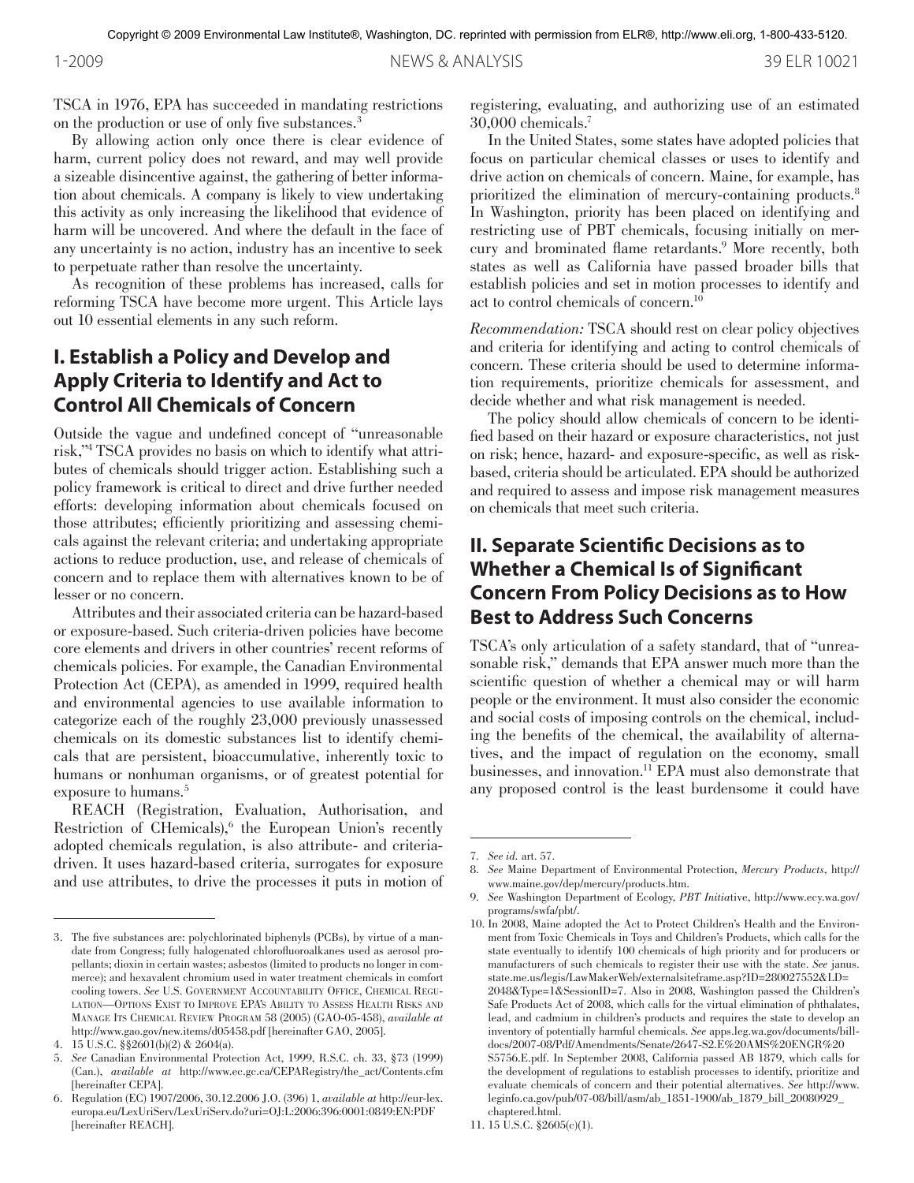TSCA in 1976, EPA has succeeded in mandating restrictions on the production or use of only five substances.[3]

By allowing action only once there is clear evidence of harm, current policy does not reward, and may well provide a sizeable disincentive against, the gathering of better information about chemicals. A company is likely to view undertaking this activity as only increasing the likelihood that evidence of harm will be uncovered. And where the default in the face of any uncertainty is no action, industry has an incentive to seek to perpetuate rather than resolve the uncertainty.

As recognition of these problems has increased, calls for reforming TSCA have become more urgent. This Article lays out 10 essential elements in any such reform.

## I. Establish a Policy and Develop and Apply Criteria to Identify and Act to Control All Chemicals of Concern

Outside the vague and undefined concept of "unreasonable risk,"[4] TSCA provides no basis on which to identify what attributes of chemicals should trigger action. Establishing such a policy framework is critical to direct and drive further needed efforts: developing information about chemicals focused on those attributes; efficiently prioritizing and assessing chemicals against the relevant criteria; and undertaking appropriate actions to reduce production, use, and release of chemicals of concern and to replace them with alternatives known to be of lesser or no concern.

Attributes and their associated criteria can be hazard-based or exposure-based. Such criteria-driven policies have become core elements and drivers in other countries' recent reforms of chemicals policies. For example, the Canadian Environmental Protection Act (CEPA), as amended in 1999, required health and environmental agencies to use available information to categorize each of the roughly 23,000 previously unassessed chemicals on its domestic substances list to identify chemicals that are persistent, bioaccumulative, inherently toxic to humans or nonhuman organisms, or of greatest potential for exposure to humans.[5]

REACH (Registration, Evaluation, Authorisation, and Restriction of CHemicals),[6] the European Union's recently adopted chemicals regulation, is also attribute- and criteria-driven. It uses hazard-based criteria, surrogates for exposure and use attributes, to drive the processes it puts in motion of registering, evaluating, and authorizing use of an estimated 30,000 chemicals.[7]

In the United States, some states have adopted policies that focus on particular chemical classes or uses to identify and drive action on chemicals of concern. Maine, for example, has prioritized the elimination of mercury-containing products.[8] In Washington, priority has been placed on identifying and restricting use of PBT chemicals, focusing initially on mercury and brominated flame retardants.[9] More recently, both states as well as California have passed broader bills that establish policies and set in motion processes to identify and act to control chemicals of concern.[10]

*Recommendation:* TSCA should rest on clear policy objectives and criteria for identifying and acting to control chemicals of concern. These criteria should be used to determine information requirements, prioritize chemicals for assessment, and decide whether and what risk management is needed.

The policy should allow chemicals of concern to be identified based on their hazard or exposure characteristics, not just on risk; hence, hazard- and exposure-specific, as well as risk-based, criteria should be articulated. EPA should be authorized and required to assess and impose risk management measures on chemicals that meet such criteria.

## II. Separate Scientific Decisions as to Whether a Chemical Is of Significant Concern From Policy Decisions as to How Best to Address Such Concerns

TSCA's only articulation of a safety standard, that of "unreasonable risk," demands that EPA answer much more than the scientific question of whether a chemical may or will harm people or the environment. It must also consider the economic and social costs of imposing controls on the chemical, including the benefits of the chemical, the availability of alternatives, and the impact of regulation on the economy, small businesses, and innovation.[11] EPA must also demonstrate that any proposed control is the least burdensome it could have

---

3. The five substances are: polychlorinated biphenyls (PCBs), by virtue of a mandate from Congress; fully halogenated chlorofluoroalkanes used as aerosol propellants; dioxin in certain wastes; asbestos (limited to products no longer in commerce); and hexavalent chromium used in water treatment chemicals in comfort cooling towers. *See* U.S. Government Accountability Office, Chemical Regulation—Options Exist to Improve EPA's Ability to Assess Health Risks and Manage Its Chemical Review Program 58 (2005) (GAO-05-458), *available at* http://www.gao.gov/new.items/d05458.pdf [hereinafter GAO, 2005].
4. 15 U.S.C. §§2601(b)(2) & 2604(a).
5. *See* Canadian Environmental Protection Act, 1999, R.S.C. ch. 33, §73 (1999) (Can.), *available at* http://www.ec.gc.ca/CEPARegistry/the_act/Contents.cfm [hereinafter CEPA].
6. Regulation (EC) 1907/2006, 30.12.2006 J.O. (396) 1, *available at* http://eur-lex.europa.eu/LexUriServ/LexUriServ.do?uri=OJ:L:2006:396:0001:0849:EN:PDF [hereinafter REACH].
7. *See id.* art. 57.
8. *See* Maine Department of Environmental Protection, *Mercury Products*, http://www.maine.gov/dep/mercury/products.htm.
9. *See* Washington Department of Ecology, *PBT Initiative*, http://www.ecy.wa.gov/programs/swfa/pbt/.
10. In 2008, Maine adopted the Act to Protect Children's Health and the Environment from Toxic Chemicals in Toys and Children's Products, which calls for the state eventually to identify 100 chemicals of high priority and for producers or manufacturers of such chemicals to register their use with the state. *See* janus.state.me.us/legis/LawMakerWeb/externalsiteframe.asp?ID=280027552&LD=2048&Type=1&SessionID=7. Also in 2008, Washington passed the Children's Safe Products Act of 2008, which calls for the virtual elimination of phthalates, lead, and cadmium in children's products and requires the state to develop an inventory of potentially harmful chemicals. *See* apps.leg.wa.gov/documents/billdocs/2007-08/Pdf/Amendments/Senate/2647-S2.E%20AMS%20ENGR%20S5756.E.pdf. In September 2008, California passed AB 1879, which calls for the development of regulations to establish processes to identify, prioritize and evaluate chemicals of concern and their potential alternatives. *See* http://www.leginfo.ca.gov/pub/07-08/bill/asm/ab_1851-1900/ab_1879_bill_20080929_chaptered.html.
11. 15 U.S.C. §2605(c)(1).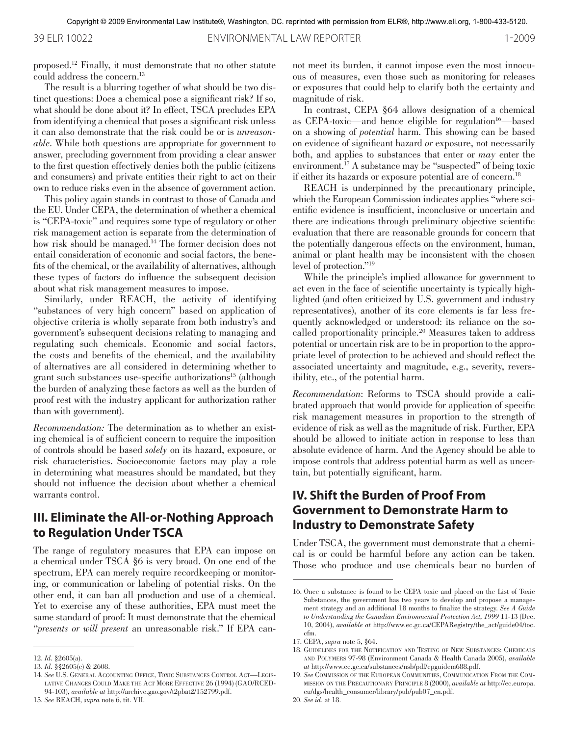proposed.[12] Finally, it must demonstrate that no other statute could address the concern.[13]

The result is a blurring together of what should be two distinct questions: Does a chemical pose a significant risk? If so, what should be done about it? In effect, TSCA precludes EPA from identifying a chemical that poses a significant risk unless it can also demonstrate that the risk could be or is *unreasonable*. While both questions are appropriate for government to answer, precluding government from providing a clear answer to the first question effectively denies both the public (citizens and consumers) and private entities their right to act on their own to reduce risks even in the absence of government action.

This policy again stands in contrast to those of Canada and the EU. Under CEPA, the determination of whether a chemical is "CEPA-toxic" and requires some type of regulatory or other risk management action is separate from the determination of how risk should be managed.[14] The former decision does not entail consideration of economic and social factors, the benefits of the chemical, or the availability of alternatives, although these types of factors do influence the subsequent decision about what risk management measures to impose.

Similarly, under REACH, the activity of identifying "substances of very high concern" based on application of objective criteria is wholly separate from both industry's and government's subsequent decisions relating to managing and regulating such chemicals. Economic and social factors, the costs and benefits of the chemical, and the availability of alternatives are all considered in determining whether to grant such substances use-specific authorizations[15] (although the burden of analyzing these factors as well as the burden of proof rest with the industry applicant for authorization rather than with government).

*Recommendation:* The determination as to whether an existing chemical is of sufficient concern to require the imposition of controls should be based *solely* on its hazard, exposure, or risk characteristics. Socioeconomic factors may play a role in determining what measures should be mandated, but they should not influence the decision about whether a chemical warrants control.

## III. Eliminate the All-or-Nothing Approach to Regulation Under TSCA

The range of regulatory measures that EPA can impose on a chemical under TSCA §6 is very broad. On one end of the spectrum, EPA can merely require recordkeeping or monitoring, or communication or labeling of potential risks. On the other end, it can ban all production and use of a chemical. Yet to exercise any of these authorities, EPA must meet the same standard of proof: It must demonstrate that the chemical "*presents or will present* an unreasonable risk." If EPA cannot meet its burden, it cannot impose even the most innocuous of measures, even those such as monitoring for releases or exposures that could help to clarify both the certainty and magnitude of risk.

In contrast, CEPA §64 allows designation of a chemical as CEPA-toxic—and hence eligible for regulation[16]—based on a showing of *potential* harm. This showing can be based on evidence of significant hazard *or* exposure, not necessarily both, and applies to substances that enter or *may* enter the environment.[17] A substance may be "suspected" of being toxic if either its hazards or exposure potential are of concern.[18]

REACH is underpinned by the precautionary principle, which the European Commission indicates applies "where scientific evidence is insufficient, inconclusive or uncertain and there are indications through preliminary objective scientific evaluation that there are reasonable grounds for concern that the potentially dangerous effects on the environment, human, animal or plant health may be inconsistent with the chosen level of protection."[19]

While the principle's implied allowance for government to act even in the face of scientific uncertainty is typically highlighted (and often criticized by U.S. government and industry representatives), another of its core elements is far less frequently acknowledged or understood: its reliance on the so-called proportionality principle.[20] Measures taken to address potential or uncertain risk are to be in proportion to the appropriate level of protection to be achieved and should reflect the associated uncertainty and magnitude, e.g., severity, reversibility, etc., of the potential harm.

*Recommendation*: Reforms to TSCA should provide a calibrated approach that would provide for application of specific risk management measures in proportion to the strength of evidence of risk as well as the magnitude of risk. Further, EPA should be allowed to initiate action in response to less than absolute evidence of harm. And the Agency should be able to impose controls that address potential harm as well as uncertain, but potentially significant, harm.

## IV. Shift the Burden of Proof From Government to Demonstrate Harm to Industry to Demonstrate Safety

Under TSCA, the government must demonstrate that a chemical is or could be harmful before any action can be taken. Those who produce and use chemicals bear no burden of

---

12. *Id.* §2605(a).
13. *Id.* §§2605(c) & 2608.
14. *See* U.S. General Accounting Office, Toxic Substances Control Act—Legislative Changes Could Make the Act More Effective 26 (1994) (GAO/RCED-94-103), *available at* http://archive.gao.gov/t2pbat2/152799.pdf.
15. *See* REACH, *supra* note 6, tit. VII.
16. Once a substance is found to be CEPA toxic and placed on the List of Toxic Substances, the government has two years to develop and propose a management strategy and an additional 18 months to finalize the strategy. *See A Guide to Understanding the Canadian Environmental Protection Act, 1999* 11-13 (Dec. 10, 2004), *available at* http://www.ec.gc.ca/CEPARegistry/the_act/guide04/toc.cfm.
17. CEPA, *supra* note 5, §64.
18. Guidelines for the Notification and Testing of New Substances: Chemicals and Polymers 97-98 (Environment Canada & Health Canada 2005), *available at* http://www.ec.gc.ca/substances/nsb/pdf/cpguidem688.pdf.
19. *See* Commission of the European Communities, Communication From the Commission on the Precautionary Principle 8 (2000), *available at* http://ec.europa.eu/dgs/health_consumer/library/pub/pub07_en.pdf.
20. *See id.* at 18.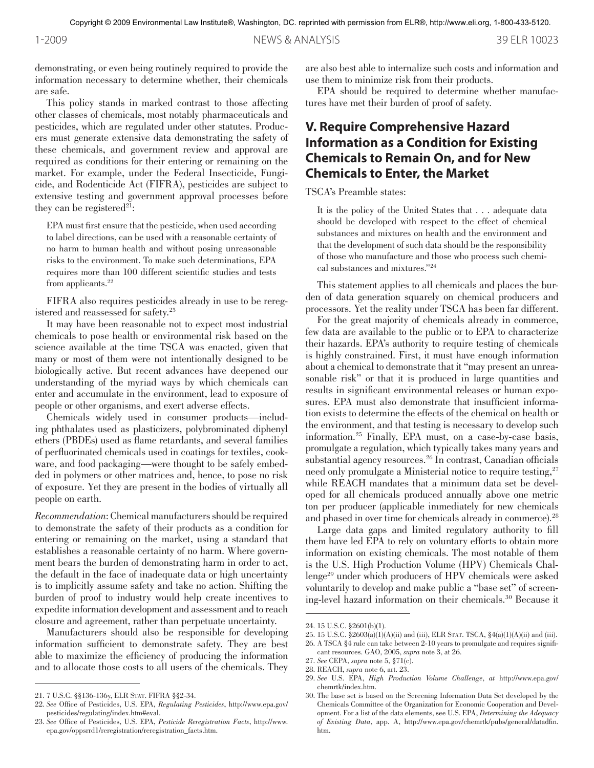demonstrating, or even being routinely required to provide the information necessary to determine whether, their chemicals are safe.

This policy stands in marked contrast to those affecting other classes of chemicals, most notably pharmaceuticals and pesticides, which are regulated under other statutes. Producers must generate extensive data demonstrating the safety of these chemicals, and government review and approval are required as conditions for their entering or remaining on the market. For example, under the Federal Insecticide, Fungicide, and Rodenticide Act (FIFRA), pesticides are subject to extensive testing and government approval processes before they can be registered[21]:

> EPA must first ensure that the pesticide, when used according to label directions, can be used with a reasonable certainty of no harm to human health and without posing unreasonable risks to the environment. To make such determinations, EPA requires more than 100 different scientific studies and tests from applicants.[22]

FIFRA also requires pesticides already in use to be reregistered and reassessed for safety.[23]

It may have been reasonable not to expect most industrial chemicals to pose health or environmental risk based on the science available at the time TSCA was enacted, given that many or most of them were not intentionally designed to be biologically active. But recent advances have deepened our understanding of the myriad ways by which chemicals can enter and accumulate in the environment, lead to exposure of people or other organisms, and exert adverse effects.

Chemicals widely used in consumer products—including phthalates used as plasticizers, polybrominated diphenyl ethers (PBDEs) used as flame retardants, and several families of perfluorinated chemicals used in coatings for textiles, cookware, and food packaging—were thought to be safely embedded in polymers or other matrices and, hence, to pose no risk of exposure. Yet they are present in the bodies of virtually all people on earth.

*Recommendation*: Chemical manufacturers should be required to demonstrate the safety of their products as a condition for entering or remaining on the market, using a standard that establishes a reasonable certainty of no harm. Where government bears the burden of demonstrating harm in order to act, the default in the face of inadequate data or high uncertainty is to implicitly assume safety and take no action. Shifting the burden of proof to industry would help create incentives to expedite information development and assessment and to reach closure and agreement, rather than perpetuate uncertainty.

Manufacturers should also be responsible for developing information sufficient to demonstrate safety. They are best able to maximize the efficiency of producing the information and to allocate those costs to all users of the chemicals. They are also best able to internalize such costs and information and use them to minimize risk from their products.

EPA should be required to determine whether manufactures have met their burden of proof of safety.

## V. Require Comprehensive Hazard Information as a Condition for Existing Chemicals to Remain On, and for New Chemicals to Enter, the Market

TSCA's Preamble states:

> It is the policy of the United States that . . . adequate data should be developed with respect to the effect of chemical substances and mixtures on health and the environment and that the development of such data should be the responsibility of those who manufacture and those who process such chemical substances and mixtures."[24]

This statement applies to all chemicals and places the burden of data generation squarely on chemical producers and processors. Yet the reality under TSCA has been far different.

For the great majority of chemicals already in commerce, few data are available to the public or to EPA to characterize their hazards. EPA's authority to require testing of chemicals is highly constrained. First, it must have enough information about a chemical to demonstrate that it "may present an unreasonable risk" or that it is produced in large quantities and results in significant environmental releases or human exposures. EPA must also demonstrate that insufficient information exists to determine the effects of the chemical on health or the environment, and that testing is necessary to develop such information.[25] Finally, EPA must, on a case-by-case basis, promulgate a regulation, which typically takes many years and substantial agency resources.[26] In contrast, Canadian officials need only promulgate a Ministerial notice to require testing,[27] while REACH mandates that a minimum data set be developed for all chemicals produced annually above one metric ton per producer (applicable immediately for new chemicals and phased in over time for chemicals already in commerce).[28]

Large data gaps and limited regulatory authority to fill them have led EPA to rely on voluntary efforts to obtain more information on existing chemicals. The most notable of them is the U.S. High Production Volume (HPV) Chemicals Challenge[29] under which producers of HPV chemicals were asked voluntarily to develop and make public a "base set" of screening-level hazard information on their chemicals.[30] Because it

---

21. 7 U.S.C. §§136-136y, ELR Stat. FIFRA §§2-34.
22. *See* Office of Pesticides, U.S. EPA, *Regulating Pesticides*, http://www.epa.gov/pesticides/regulating/index.htm#eval.
23. *See* Office of Pesticides, U.S. EPA, *Pesticide Reregistration Facts*, http://www.epa.gov/oppsrrd1/reregistration/reregistration_facts.htm.
24. 15 U.S.C. §2601(b)(1).
25. 15 U.S.C. §2603(a)(1)(A)(ii) and (iii), ELR Stat. TSCA, §4(a)(1)(A)(ii) and (iii).
26. A TSCA §4 rule can take between 2-10 years to promulgate and requires significant resources. GAO, 2005, *supra* note 3, at 26.
27. *See* CEPA, *supra* note 5, §71(c).
28. REACH, *supra* note 6, art. 23.
29. *See* U.S. EPA, *High Production Volume Challenge*, *at* http://www.epa.gov/chemrtk/index.htm.
30. The base set is based on the Screening Information Data Set developed by the Chemicals Committee of the Organization for Economic Cooperation and Development. For a list of the data elements, see U.S. EPA, *Determining the Adequacy of Existing Data*, app. A, http://www.epa.gov/chemrtk/pubs/general/datadfin.htm.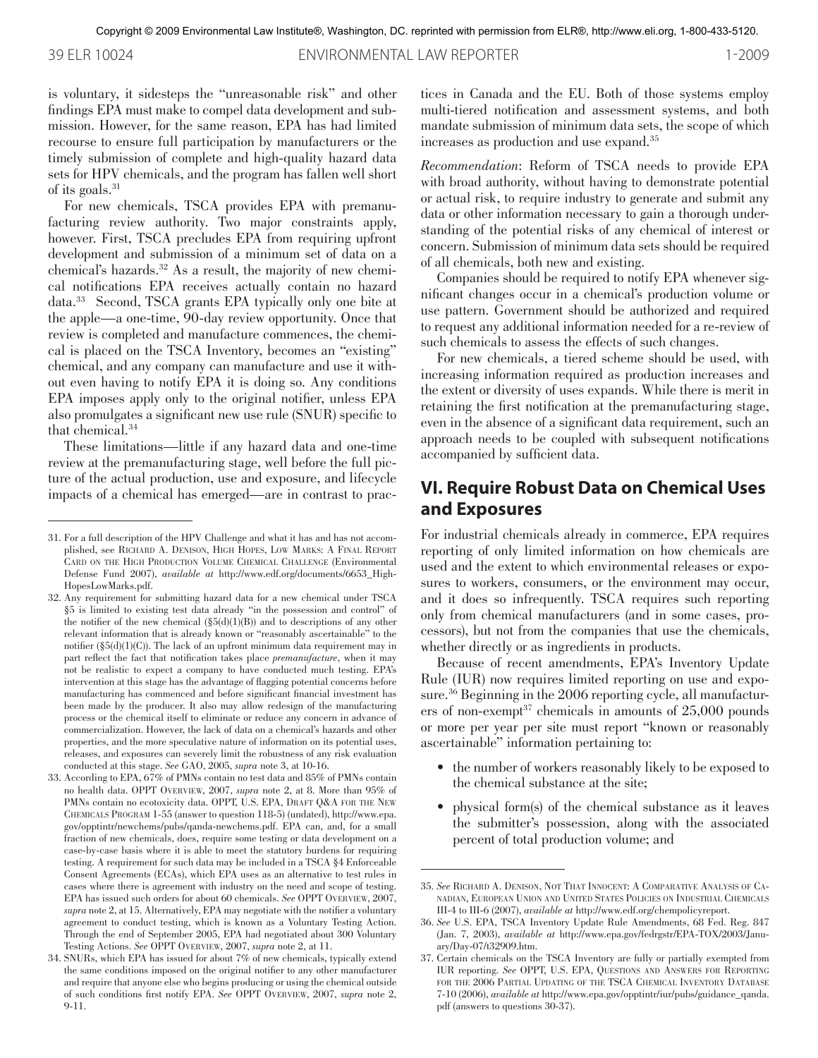is voluntary, it sidesteps the "unreasonable risk" and other findings EPA must make to compel data development and submission. However, for the same reason, EPA has had limited recourse to ensure full participation by manufacturers or the timely submission of complete and high-quality hazard data sets for HPV chemicals, and the program has fallen well short of its goals.[31]

For new chemicals, TSCA provides EPA with premanufacturing review authority. Two major constraints apply, however. First, TSCA precludes EPA from requiring upfront development and submission of a minimum set of data on a chemical's hazards.[32] As a result, the majority of new chemical notifications EPA receives actually contain no hazard data.[33] Second, TSCA grants EPA typically only one bite at the apple—a one-time, 90-day review opportunity. Once that review is completed and manufacture commences, the chemical is placed on the TSCA Inventory, becomes an "existing" chemical, and any company can manufacture and use it without even having to notify EPA it is doing so. Any conditions EPA imposes apply only to the original notifier, unless EPA also promulgates a significant new use rule (SNUR) specific to that chemical.[34]

These limitations—little if any hazard data and one-time review at the premanufacturing stage, well before the full picture of the actual production, use and exposure, and lifecycle impacts of a chemical has emerged—are in contrast to practices in Canada and the EU. Both of those systems employ multi-tiered notification and assessment systems, and both mandate submission of minimum data sets, the scope of which increases as production and use expand.[35]

*Recommendation*: Reform of TSCA needs to provide EPA with broad authority, without having to demonstrate potential or actual risk, to require industry to generate and submit any data or other information necessary to gain a thorough understanding of the potential risks of any chemical of interest or concern. Submission of minimum data sets should be required of all chemicals, both new and existing.

Companies should be required to notify EPA whenever significant changes occur in a chemical's production volume or use pattern. Government should be authorized and required to request any additional information needed for a re-review of such chemicals to assess the effects of such changes.

For new chemicals, a tiered scheme should be used, with increasing information required as production increases and the extent or diversity of uses expands. While there is merit in retaining the first notification at the premanufacturing stage, even in the absence of a significant data requirement, such an approach needs to be coupled with subsequent notifications accompanied by sufficient data.

## VI. Require Robust Data on Chemical Uses and Exposures

For industrial chemicals already in commerce, EPA requires reporting of only limited information on how chemicals are used and the extent to which environmental releases or exposures to workers, consumers, or the environment may occur, and it does so infrequently. TSCA requires such reporting only from chemical manufacturers (and in some cases, processors), but not from the companies that use the chemicals, whether directly or as ingredients in products.

Because of recent amendments, EPA's Inventory Update Rule (IUR) now requires limited reporting on use and exposure.[36] Beginning in the 2006 reporting cycle, all manufacturers of non-exempt[37] chemicals in amounts of 25,000 pounds or more per year per site must report "known or reasonably ascertainable" information pertaining to:

- the number of workers reasonably likely to be exposed to the chemical substance at the site;
- physical form(s) of the chemical substance as it leaves the submitter's possession, along with the associated percent of total production volume; and

---

31. For a full description of the HPV Challenge and what it has and has not accomplished, see Richard A. Denison, High Hopes, Low Marks: A Final Report Card on the High Production Volume Chemical Challenge (Environmental Defense Fund 2007), *available at* http://www.edf.org/documents/6653_HighHopesLowMarks.pdf.

32. Any requirement for submitting hazard data for a new chemical under TSCA §5 is limited to existing test data already "in the possession and control" of the notifier of the new chemical (§5(d)(1)(B)) and to descriptions of any other relevant information that is already known or "reasonably ascertainable" to the notifier (§5(d)(1)(C)). The lack of an upfront minimum data requirement may in part reflect the fact that notification takes place *premanufacture*, when it may not be realistic to expect a company to have conducted much testing. EPA's intervention at this stage has the advantage of flagging potential concerns before manufacturing has commenced and before significant financial investment has been made by the producer. It also may allow redesign of the manufacturing process or the chemical itself to eliminate or reduce any concern in advance of commercialization. However, the lack of data on a chemical's hazards and other properties, and the more speculative nature of information on its potential uses, releases, and exposures can severely limit the robustness of any risk evaluation conducted at this stage. *See* GAO, 2005, *supra* note 3, at 10-16.

33. According to EPA, 67% of PMNs contain no test data and 85% of PMNs contain no health data. OPPT Overview, 2007, *supra* note 2, at 8. More than 95% of PMNs contain no ecotoxicity data. OPPT, U.S. EPA, Draft Q&A for the New Chemicals Program 1-55 (answer to question 118-5) (undated), http://www.epa.gov/opptintr/newchems/pubs/qanda-newchems.pdf. EPA can, and, for a small fraction of new chemicals, does, require some testing or data development on a case-by-case basis where it is able to meet the statutory burdens for requiring testing. A requirement for such data may be included in a TSCA §4 Enforceable Consent Agreements (ECAs), which EPA uses as an alternative to test rules in cases where there is agreement with industry on the need and scope of testing. EPA has issued such orders for about 60 chemicals. *See* OPPT Overview, 2007, *supra* note 2, at 15. Alternatively, EPA may negotiate with the notifier a voluntary agreement to conduct testing, which is known as a Voluntary Testing Action. Through the end of September 2005, EPA had negotiated about 300 Voluntary Testing Actions. *See* OPPT Overview, 2007, *supra* note 2, at 11.

34. SNURs, which EPA has issued for about 7% of new chemicals, typically extend the same conditions imposed on the original notifier to any other manufacturer and require that anyone else who begins producing or using the chemical outside of such conditions first notify EPA. *See* OPPT Overview, 2007, *supra* note 2, 9-11.

35. *See* Richard A. Denison, Not That Innocent: A Comparative Analysis of Canadian, European Union and United States Policies on Industrial Chemicals III-4 to III-6 (2007), *available at* http://www.edf.org/chempolicyreport.

36. *See* U.S. EPA, TSCA Inventory Update Rule Amendments, 68 Fed. Reg. 847 (Jan. 7, 2003), *available at* http://www.epa.gov/fedrgstr/EPA-TOX/2003/January/Day-07/t32909.htm.

37. Certain chemicals on the TSCA Inventory are fully or partially exempted from IUR reporting. *See* OPPT, U.S. EPA, Questions and Answers for Reporting for the 2006 Partial Updating of the TSCA Chemical Inventory Database 7-10 (2006), *available at* http://www.epa.gov/opptintr/iur/pubs/guidance_qanda.pdf (answers to questions 30-37).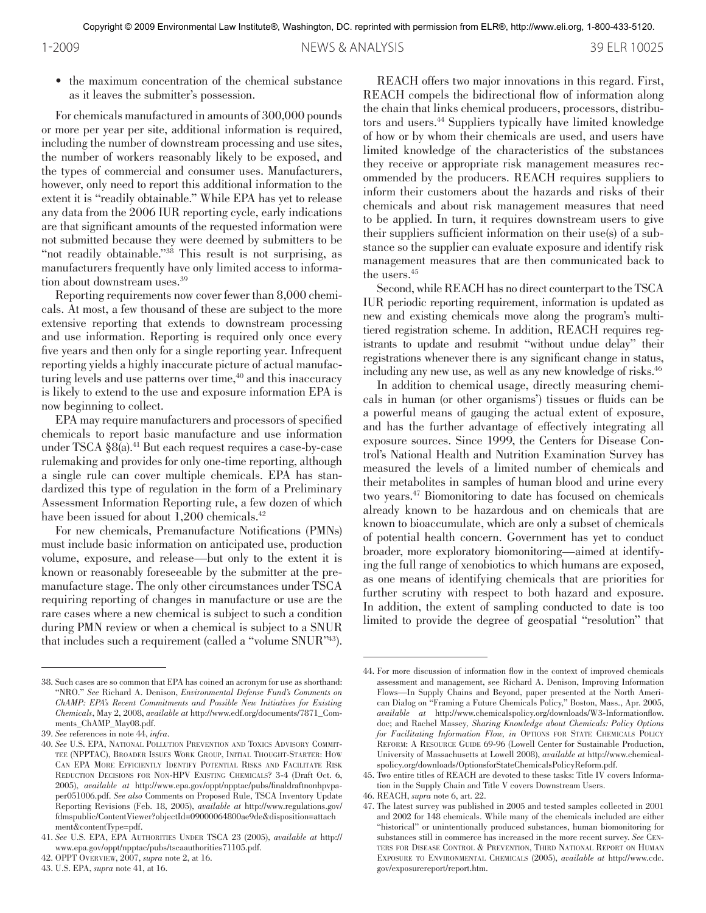- the maximum concentration of the chemical substance as it leaves the submitter's possession.

For chemicals manufactured in amounts of 300,000 pounds or more per year per site, additional information is required, including the number of downstream processing and use sites, the number of workers reasonably likely to be exposed, and the types of commercial and consumer uses. Manufacturers, however, only need to report this additional information to the extent it is "readily obtainable." While EPA has yet to release any data from the 2006 IUR reporting cycle, early indications are that significant amounts of the requested information were not submitted because they were deemed by submitters to be "not readily obtainable."[38] This result is not surprising, as manufacturers frequently have only limited access to information about downstream uses.[39]

Reporting requirements now cover fewer than 8,000 chemicals. At most, a few thousand of these are subject to the more extensive reporting that extends to downstream processing and use information. Reporting is required only once every five years and then only for a single reporting year. Infrequent reporting yields a highly inaccurate picture of actual manufacturing levels and use patterns over time,[40] and this inaccuracy is likely to extend to the use and exposure information EPA is now beginning to collect.

EPA may require manufacturers and processors of specified chemicals to report basic manufacture and use information under TSCA §8(a).[41] But each request requires a case-by-case rulemaking and provides for only one-time reporting, although a single rule can cover multiple chemicals. EPA has standardized this type of regulation in the form of a Preliminary Assessment Information Reporting rule, a few dozen of which have been issued for about 1,200 chemicals.[42]

For new chemicals, Premanufacture Notifications (PMNs) must include basic information on anticipated use, production volume, exposure, and release—but only to the extent it is known or reasonably foreseeable by the submitter at the premanufacture stage. The only other circumstances under TSCA requiring reporting of changes in manufacture or use are the rare cases where a new chemical is subject to such a condition during PMN review or when a chemical is subject to a SNUR that includes such a requirement (called a "volume SNUR"[43]).

REACH offers two major innovations in this regard. First, REACH compels the bidirectional flow of information along the chain that links chemical producers, processors, distributors and users.[44] Suppliers typically have limited knowledge of how or by whom their chemicals are used, and users have limited knowledge of the characteristics of the substances they receive or appropriate risk management measures recommended by the producers. REACH requires suppliers to inform their customers about the hazards and risks of their chemicals and about risk management measures that need to be applied. In turn, it requires downstream users to give their suppliers sufficient information on their use(s) of a substance so the supplier can evaluate exposure and identify risk management measures that are then communicated back to the users.[45]

Second, while REACH has no direct counterpart to the TSCA IUR periodic reporting requirement, information is updated as new and existing chemicals move along the program's multitiered registration scheme. In addition, REACH requires registrants to update and resubmit "without undue delay" their registrations whenever there is any significant change in status, including any new use, as well as any new knowledge of risks.[46]

In addition to chemical usage, directly measuring chemicals in human (or other organisms') tissues or fluids can be a powerful means of gauging the actual extent of exposure, and has the further advantage of effectively integrating all exposure sources. Since 1999, the Centers for Disease Control's National Health and Nutrition Examination Survey has measured the levels of a limited number of chemicals and their metabolites in samples of human blood and urine every two years.[47] Biomonitoring to date has focused on chemicals already known to be hazardous and on chemicals that are known to bioaccumulate, which are only a subset of chemicals of potential health concern. Government has yet to conduct broader, more exploratory biomonitoring—aimed at identifying the full range of xenobiotics to which humans are exposed, as one means of identifying chemicals that are priorities for further scrutiny with respect to both hazard and exposure. In addition, the extent of sampling conducted to date is too limited to provide the degree of geospatial "resolution" that

---

38. Such cases are so common that EPA has coined an acronym for use as shorthand: "NRO." *See* Richard A. Denison, *Environmental Defense Fund's Comments on ChAMP: EPA's Recent Commitments and Possible New Initiatives for Existing Chemicals*, May 2, 2008, *available at* http://www.edf.org/documents/7871_Comments_ChAMP_May08.pdf.
39. *See* references in note 44, *infra*.
40. *See* U.S. EPA, National Pollution Prevention and Toxics Advisory Committee (NPPTAC), Broader Issues Work Group, Initial Thought-Starter: How Can EPA More Efficiently Identify Potential Risks and Facilitate Risk Reduction Decisions for Non-HPV Existing Chemicals? 3-4 (Draft Oct. 6, 2005), *available at* http://www.epa.gov/oppt/npptac/pubs/finaldraftnonhpvpaper051006.pdf. *See also* Comments on Proposed Rule, TSCA Inventory Update Reporting Revisions (Feb. 18, 2005), *available at* http://www.regulations.gov/fdmspublic/ContentViewer?objectId=09000064800ae9de&disposition=attachment&contentType=pdf.
41. *See* U.S. EPA, EPA Authorities Under TSCA 23 (2005), *available at* http://www.epa.gov/oppt/npptac/pubs/tscaauthorities71105.pdf.
42. OPPT Overview, 2007, *supra* note 2, at 16.
43. U.S. EPA, *supra* note 41, at 16.
44. For more discussion of information flow in the context of improved chemicals assessment and management, see Richard A. Denison, Improving Information Flows—In Supply Chains and Beyond, paper presented at the North American Dialog on "Framing a Future Chemicals Policy," Boston, Mass., Apr. 2005, *available at* http://www.chemicalspolicy.org/downloads/W3-Informationflow.doc; and Rachel Massey, *Sharing Knowledge about Chemicals: Policy Options for Facilitating Information Flow, in* Options for State Chemicals Policy Reform: A Resource Guide 69-96 (Lowell Center for Sustainable Production, University of Massachusetts at Lowell 2008), *available at* http://www.chemicalspolicy.org/downloads/OptionsforStateChemicalsPolicyReform.pdf.
45. Two entire titles of REACH are devoted to these tasks: Title IV covers Information in the Supply Chain and Title V covers Downstream Users.
46. REACH, *supra* note 6, art. 22.
47. The latest survey was published in 2005 and tested samples collected in 2001 and 2002 for 148 chemicals. While many of the chemicals included are either "historical" or unintentionally produced substances, human biomonitoring for substances still in commerce has increased in the more recent survey. *See* Centers for Disease Control & Prevention, Third National Report on Human Exposure to Environmental Chemicals (2005), *available at* http://www.cdc.gov/exposurereport/report.htm.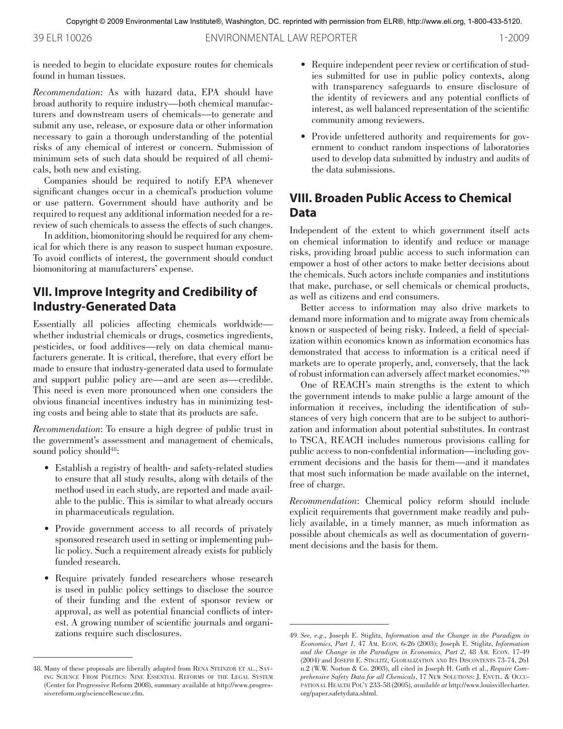is needed to begin to elucidate exposure routes for chemicals found in human tissues.

*Recommendation*: As with hazard data, EPA should have broad authority to require industry—both chemical manufacturers and downstream users of chemicals—to generate and submit any use, release, or exposure data or other information necessary to gain a thorough understanding of the potential risks of any chemical of interest or concern. Submission of minimum sets of such data should be required of all chemicals, both new and existing.

Companies should be required to notify EPA whenever significant changes occur in a chemical's production volume or use pattern. Government should have authority and be required to request any additional information needed for a re-review of such chemicals to assess the effects of such changes.

In addition, biomonitoring should be required for any chemical for which there is any reason to suspect human exposure. To avoid conflicts of interest, the government should conduct biomonitoring at manufacturers' expense.

## VII. Improve Integrity and Credibility of Industry-Generated Data

Essentially all policies affecting chemicals worldwide—whether industrial chemicals or drugs, cosmetics ingredients, pesticides, or food additives—rely on data chemical manufacturers generate. It is critical, therefore, that every effort be made to ensure that industry-generated data used to formulate and support public policy are—and are seen as—credible. This need is even more pronounced when one considers the obvious financial incentives industry has in minimizing testing costs and being able to state that its products are safe.

*Recommendation*: To ensure a high degree of public trust in the government's assessment and management of chemicals, sound policy should[48]:

- Establish a registry of health- and safety-related studies to ensure that all study results, along with details of the method used in each study, are reported and made available to the public. This is similar to what already occurs in pharmaceuticals regulation.
- Provide government access to all records of privately sponsored research used in setting or implementing public policy. Such a requirement already exists for publicly funded research.
- Require privately funded researchers whose research is used in public policy settings to disclose the source of their funding and the extent of sponsor review or approval, as well as potential financial conflicts of interest. A growing number of scientific journals and organizations require such disclosures.
- Require independent peer review or certification of studies submitted for use in public policy contexts, along with transparency safeguards to ensure disclosure of the identity of reviewers and any potential conflicts of interest, as well balanced representation of the scientific community among reviewers.
- Provide unfettered authority and requirements for government to conduct random inspections of laboratories used to develop data submitted by industry and audits of the data submissions.

## VIII. Broaden Public Access to Chemical Data

Independent of the extent to which government itself acts on chemical information to identify and reduce or manage risks, providing broad public access to such information can empower a host of other actors to make better decisions about the chemicals. Such actors include companies and institutions that make, purchase, or sell chemicals or chemical products, as well as citizens and end consumers.

Better access to information may also drive markets to demand more information and to migrate away from chemicals known or suspected of being risky. Indeed, a field of specialization within economics known as information economics has demonstrated that access to information is a critical need if markets are to operate properly, and, conversely, that the lack of robust information can adversely affect market economies."[49]

One of REACH's main strengths is the extent to which the government intends to make public a large amount of the information it receives, including the identification of substances of very high concern that are to be subject to authorization and information about potential substitutes. In contrast to TSCA, REACH includes numerous provisions calling for public access to non-confidential information—including government decisions and the basis for them—and it mandates that most such information be made available on the internet, free of charge.

*Recommendation*: Chemical policy reform should include explicit requirements that government make readily and publicly available, in a timely manner, as much information as possible about chemicals as well as documentation of government decisions and the basis for them.

---

48. Many of these proposals are liberally adapted from Rena Steinzor et al., Saving Science From Politics: Nine Essential Reforms of the Legal System (Center for Progressive Reform 2008), summary available at http://www.progressivereform.org/scienceRescue.cfm.

49. *See, e.g.*, Joseph E. Stiglitz, *Information and the Change in the Paradigm in Economics, Part 1*, 47 Am. Econ. 6-26 (2003); Joseph E. Stiglitz, *Information and the Change in the Paradigm in Economics, Part 2*, 48 Am. Econ. 17-49 (2004); and Joseph E. Stiglitz, Globalization and Its Discontents 73-74, 261 n.2 (W.W. Norton & Co. 2003), all cited in Joseph H. Guth et al., *Require Comprehensive Safety Data for all Chemicals*, 17 New Solutions: J. Envtl. & Occupational Health Pol'y 233-58 (2005), *available at* http://www.louisvillecharter.org/paper.safetydata.shtml.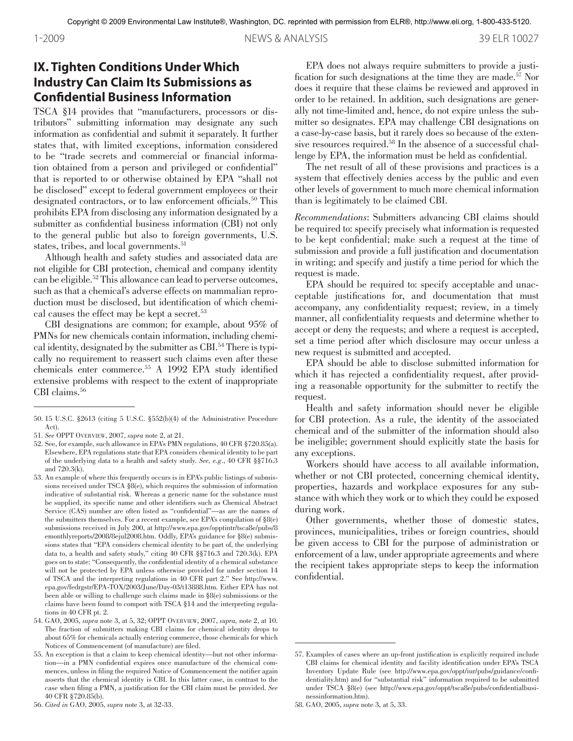## IX. Tighten Conditions Under Which Industry Can Claim Its Submissions as Confidential Business Information

TSCA §14 provides that "manufacturers, processors or distributors" submitting information may designate any such information as confidential and submit it separately. It further states that, with limited exceptions, information considered to be "trade secrets and commercial or financial information obtained from a person and privileged or confidential" that is reported to or otherwise obtained by EPA "shall not be disclosed" except to federal government employees or their designated contractors, or to law enforcement officials.[50] This prohibits EPA from disclosing any information designated by a submitter as confidential business information (CBI) not only to the general public but also to foreign governments, U.S. states, tribes, and local governments.[51]

Although health and safety studies and associated data are not eligible for CBI protection, chemical and company identity can be eligible.[52] This allowance can lead to perverse outcomes, such as that a chemical's adverse effects on mammalian reproduction must be disclosed, but identification of which chemical causes the effect may be kept a secret.[53]

CBI designations are common; for example, about 95% of PMNs for new chemicals contain information, including chemical identity, designated by the submitter as CBI.[54] There is typically no requirement to reassert such claims even after these chemicals enter commerce.[55] A 1992 EPA study identified extensive problems with respect to the extent of inappropriate CBI claims.[56]

EPA does not always require submitters to provide a justification for such designations at the time they are made.[57] Nor does it require that these claims be reviewed and approved in order to be retained. In addition, such designations are generally not time-limited and, hence, do not expire unless the submitter so designates. EPA may challenge CBI designations on a case-by-case basis, but it rarely does so because of the extensive resources required.[58] In the absence of a successful challenge by EPA, the information must be held as confidential.

The net result of all of these provisions and practices is a system that effectively denies access by the public and even other levels of government to much more chemical information than is legitimately to be claimed CBI.

*Recommendations*: Submitters advancing CBI claims should be required to: specify precisely what information is requested to be kept confidential; make such a request at the time of submission and provide a full justification and documentation in writing; and specify and justify a time period for which the request is made.

EPA should be required to: specify acceptable and unacceptable justifications for, and documentation that must accompany, any confidentiality request; review, in a timely manner, all confidentiality requests and determine whether to accept or deny the requests; and where a request is accepted, set a time period after which disclosure may occur unless a new request is submitted and accepted.

EPA should be able to disclose submitted information for which it has rejected a confidentiality request, after providing a reasonable opportunity for the submitter to rectify the request.

Health and safety information should never be eligible for CBI protection. As a rule, the identity of the associated chemical and of the submitter of the information should also be ineligible; government should explicitly state the basis for any exceptions.

Workers should have access to all available information, whether or not CBI protected, concerning chemical identity, properties, hazards and workplace exposures for any substance with which they work or to which they could be exposed during work.

Other governments, whether those of domestic states, provinces, municipalities, tribes or foreign countries, should be given access to CBI for the purpose of administration or enforcement of a law, under appropriate agreements and where the recipient takes appropriate steps to keep the information confidential.

---

50. 15 U.S.C. §2613 (citing 5 U.S.C. §552(b)(4) of the Administrative Procedure Act).

51. *See* OPPT Overview, 2007, *supra* note 2, at 21.

52. See, for example, such allowance in EPA's PMN regulations, 40 CFR §720.85(a). Elsewhere, EPA regulations state that EPA considers chemical identity to be part of the underlying data to a health and safety study. *See, e.g.*, 40 CFR §§716.3 and 720.3(k).

53. An example of where this frequently occurs is in EPA's public listings of submissions received under TSCA §8(e), which requires the submission of information indicative of substantial risk. Whereas a generic name for the substance must be supplied, its specific name and other identifiers such as Chemical Abstract Service (CAS) number are often listed as "confidential"—as are the names of the submitters themselves. For a recent example, see EPA's compilation of §8(e) submissions received in July 200, at http://www.epa.gov/opptintr/tsca8e/pubs/8emonthlyreports/2008/8ejul2008.htm. Oddly, EPA's guidance for §8(e) submissions states that "EPA considers chemical identity to be part of, the underlying data to, a health and safety study," citing 40 CFR §§716.3 and 720.3(k). EPA goes on to state: "Consequently, the confidential identity of a chemical substance will not be protected by EPA unless otherwise provided for under section 14 of TSCA and the interpreting regulations in 40 CFR part 2." See http://www.epa.gov/fedrgstr/EPA-TOX/2003/June/Day-03/t13888.htm. Either EPA has not been able or willing to challenge such claims made in §8(e) submissions or the claims have been found to comport with TSCA §14 and the interpreting regulations in 40 CFR pt. 2.

54. GAO, 2005, *supra* note 3, at 5, 32; OPPT Overview, 2007, *supra*, note 2, at 10. The fraction of submitters making CBI claims for chemical identity drops to about 65% for chemicals actually entering commerce, those chemicals for which Notices of Commencement (of manufacture) are filed.

55. An exception is that a claim to keep chemical identity—but not other information—in a PMN confidential expires once manufacture of the chemical commences, unless in filing the required Notice of Commencement the notifier again asserts that the chemical identity is CBI. In this latter case, in contrast to the case when filing a PMN, a justification for the CBI claim must be provided. *See* 40 CFR §720.85(b).

56. *Cited in* GAO, 2005, *supra* note 3, at 32-33.

57. Examples of cases where an up-front justification is explicitly required include CBI claims for chemical identity and facility identification under EPA's TSCA Inventory Update Rule (see http://www.epa.gov/oppt/iur/pubs/guidance/confidentiality.htm) and for "substantial risk" information required to be submitted under TSCA §8(e) (see http://www.epa.gov/oppt/tsca8e/pubs/confidentialbusinessinformation.htm).

58. GAO, 2005, *supra* note 3, at 5, 33.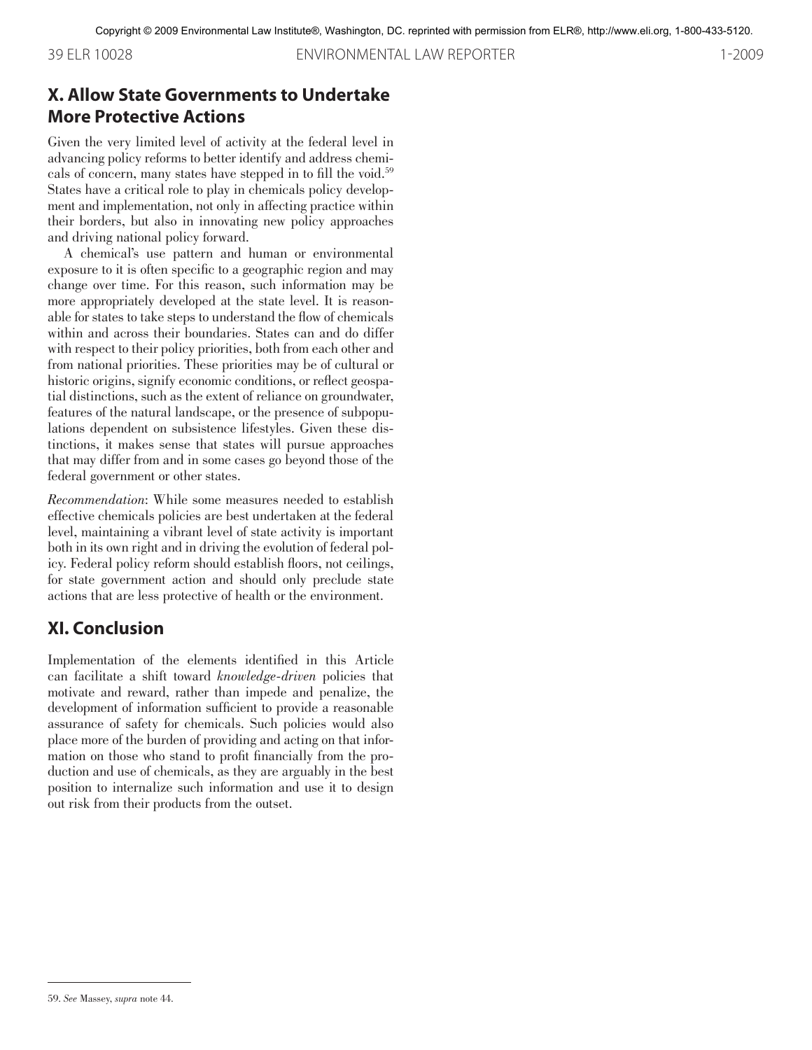## X. Allow State Governments to Undertake More Protective Actions

Given the very limited level of activity at the federal level in advancing policy reforms to better identify and address chemicals of concern, many states have stepped in to fill the void.[59] States have a critical role to play in chemicals policy development and implementation, not only in affecting practice within their borders, but also in innovating new policy approaches and driving national policy forward.

A chemical's use pattern and human or environmental exposure to it is often specific to a geographic region and may change over time. For this reason, such information may be more appropriately developed at the state level. It is reasonable for states to take steps to understand the flow of chemicals within and across their boundaries. States can and do differ with respect to their policy priorities, both from each other and from national priorities. These priorities may be of cultural or historic origins, signify economic conditions, or reflect geospatial distinctions, such as the extent of reliance on groundwater, features of the natural landscape, or the presence of subpopulations dependent on subsistence lifestyles. Given these distinctions, it makes sense that states will pursue approaches that may differ from and in some cases go beyond those of the federal government or other states.

*Recommendation*: While some measures needed to establish effective chemicals policies are best undertaken at the federal level, maintaining a vibrant level of state activity is important both in its own right and in driving the evolution of federal policy. Federal policy reform should establish floors, not ceilings, for state government action and should only preclude state actions that are less protective of health or the environment.

## XI. Conclusion

Implementation of the elements identified in this Article can facilitate a shift toward *knowledge-driven* policies that motivate and reward, rather than impede and penalize, the development of information sufficient to provide a reasonable assurance of safety for chemicals. Such policies would also place more of the burden of providing and acting on that information on those who stand to profit financially from the production and use of chemicals, as they are arguably in the best position to internalize such information and use it to design out risk from their products from the outset.

---

59. *See* Massey, *supra* note 44.